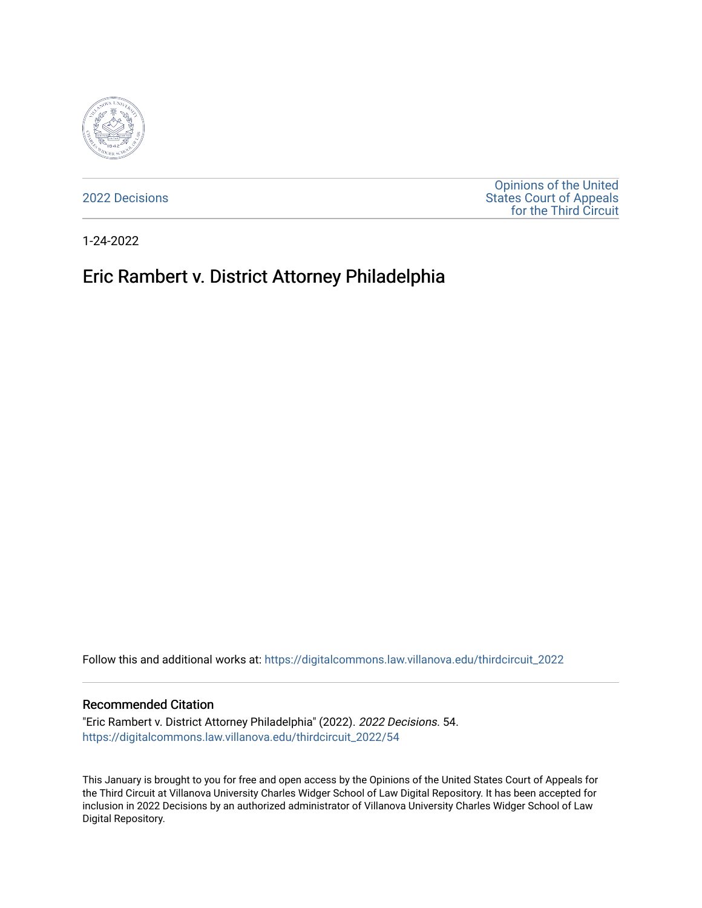2022 Decisions

Opinions of the United States Court of Appeals for the Third Circuit

1-24-2022

# Eric Rambert v. District Attorney Philadelphia

Follow this and additional works at: https://digitalcommons.law.villanova.edu/thirdcircuit_2022

## Recommended Citation

"Eric Rambert v. District Attorney Philadelphia" (2022). *2022 Decisions*. 54.
https://digitalcommons.law.villanova.edu/thirdcircuit_2022/54

This January is brought to you for free and open access by the Opinions of the United States Court of Appeals for the Third Circuit at Villanova University Charles Widger School of Law Digital Repository. It has been accepted for inclusion in 2022 Decisions by an authorized administrator of Villanova University Charles Widger School of Law Digital Repository.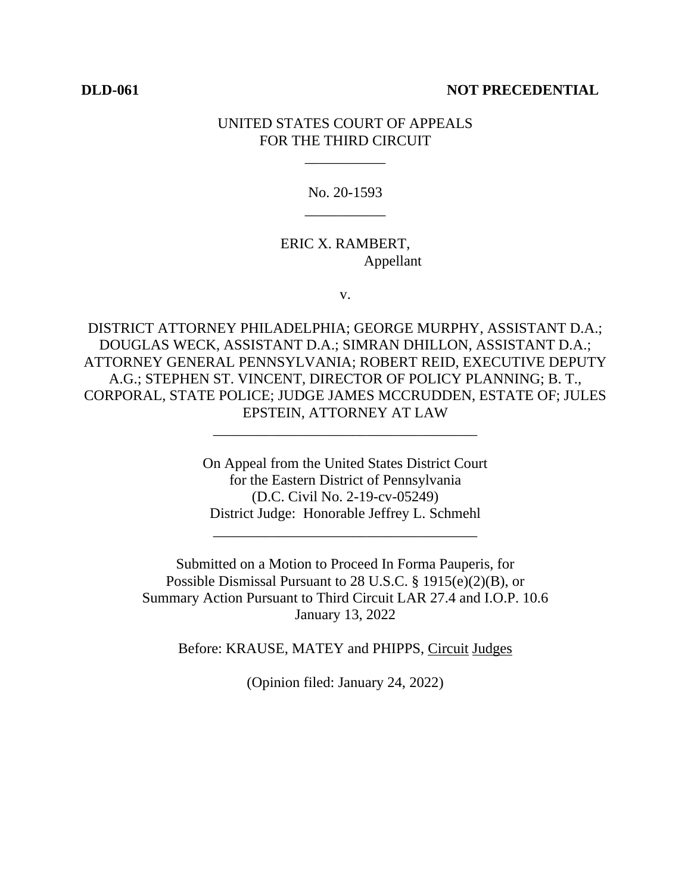**DLD-061** **NOT PRECEDENTIAL**

UNITED STATES COURT OF APPEALS
FOR THE THIRD CIRCUIT

___________

No. 20-1593

___________

ERIC X. RAMBERT,
Appellant

v.

DISTRICT ATTORNEY PHILADELPHIA; GEORGE MURPHY, ASSISTANT D.A.; DOUGLAS WECK, ASSISTANT D.A.; SIMRAN DHILLON, ASSISTANT D.A.; ATTORNEY GENERAL PENNSYLVANIA; ROBERT REID, EXECUTIVE DEPUTY A.G.; STEPHEN ST. VINCENT, DIRECTOR OF POLICY PLANNING; B. T., CORPORAL, STATE POLICE; JUDGE JAMES MCCRUDDEN, ESTATE OF; JULES EPSTEIN, ATTORNEY AT LAW

____________________________________

On Appeal from the United States District Court
for the Eastern District of Pennsylvania
(D.C. Civil No. 2-19-cv-05249)
District Judge: Honorable Jeffrey L. Schmehl

____________________________________

Submitted on a Motion to Proceed In Forma Pauperis, for
Possible Dismissal Pursuant to 28 U.S.C. § 1915(e)(2)(B), or
Summary Action Pursuant to Third Circuit LAR 27.4 and I.O.P. 10.6
January 13, 2022

Before: KRAUSE, MATEY and PHIPPS, Circuit Judges

(Opinion filed: January 24, 2022)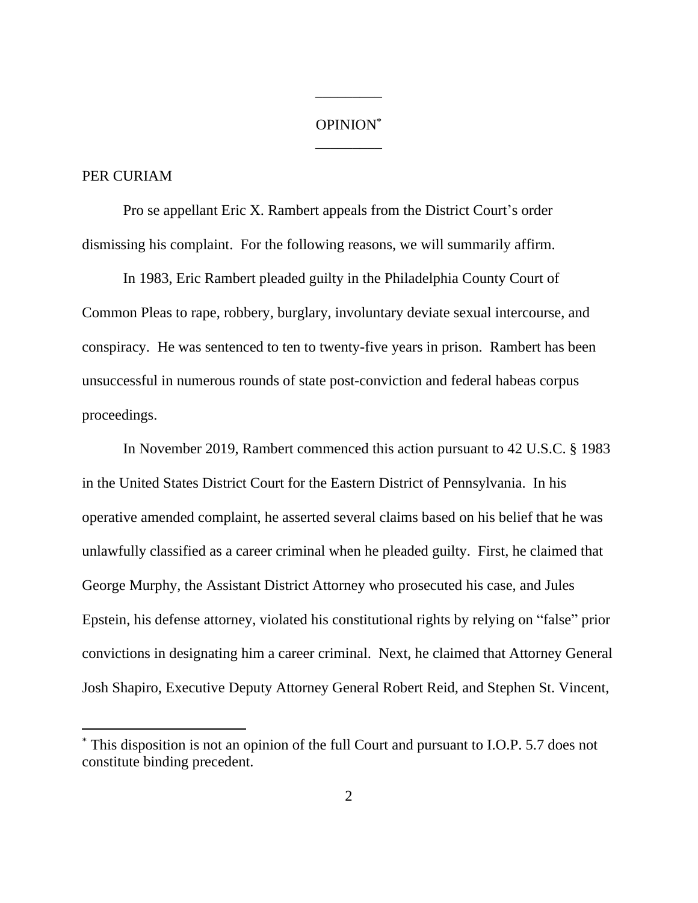OPINION[*]

PER CURIAM

Pro se appellant Eric X. Rambert appeals from the District Court's order dismissing his complaint. For the following reasons, we will summarily affirm.

In 1983, Eric Rambert pleaded guilty in the Philadelphia County Court of Common Pleas to rape, robbery, burglary, involuntary deviate sexual intercourse, and conspiracy. He was sentenced to ten to twenty-five years in prison. Rambert has been unsuccessful in numerous rounds of state post-conviction and federal habeas corpus proceedings.

In November 2019, Rambert commenced this action pursuant to 42 U.S.C. § 1983 in the United States District Court for the Eastern District of Pennsylvania. In his operative amended complaint, he asserted several claims based on his belief that he was unlawfully classified as a career criminal when he pleaded guilty. First, he claimed that George Murphy, the Assistant District Attorney who prosecuted his case, and Jules Epstein, his defense attorney, violated his constitutional rights by relying on "false" prior convictions in designating him a career criminal. Next, he claimed that Attorney General Josh Shapiro, Executive Deputy Attorney General Robert Reid, and Stephen St. Vincent,

[*] This disposition is not an opinion of the full Court and pursuant to I.O.P. 5.7 does not constitute binding precedent.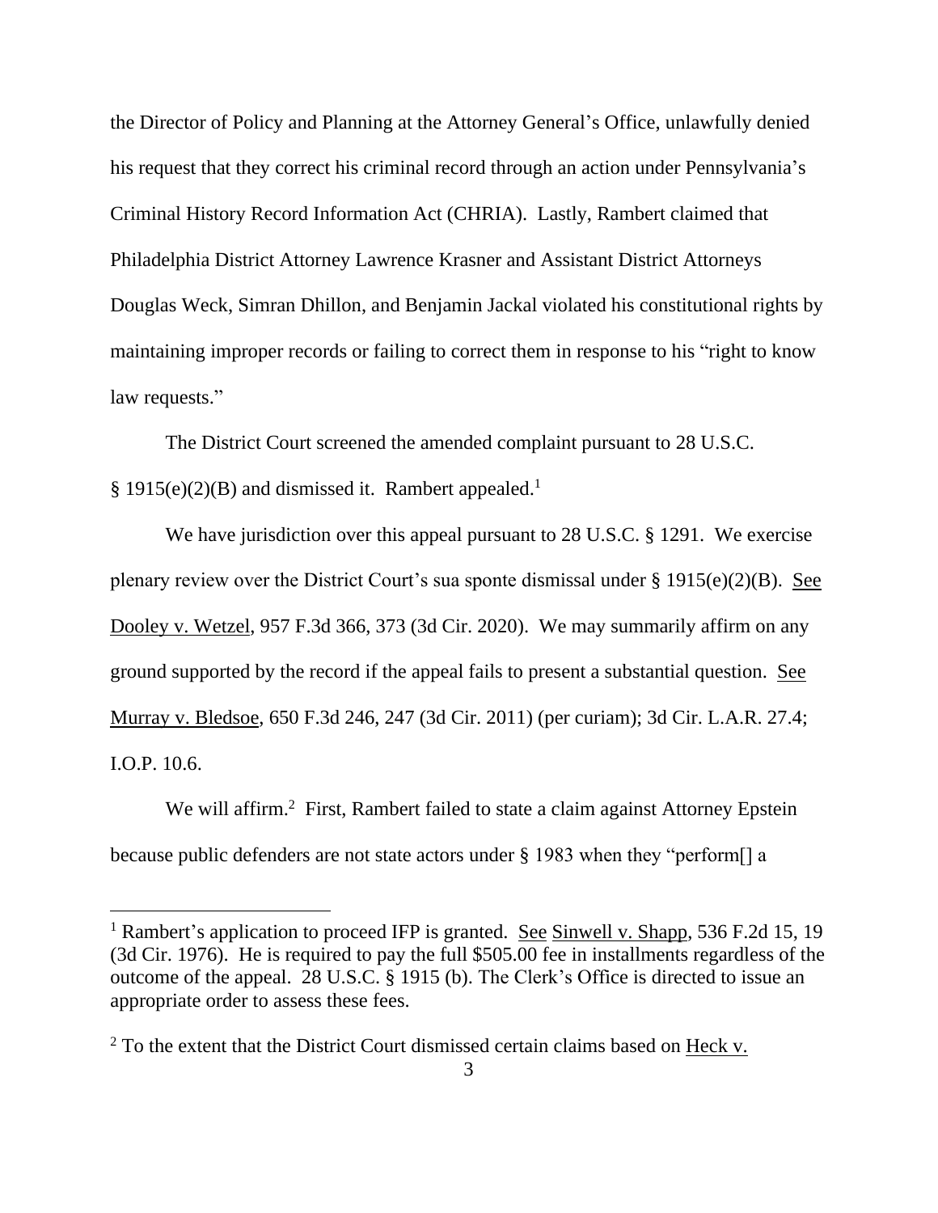the Director of Policy and Planning at the Attorney General's Office, unlawfully denied his request that they correct his criminal record through an action under Pennsylvania's Criminal History Record Information Act (CHRIA). Lastly, Rambert claimed that Philadelphia District Attorney Lawrence Krasner and Assistant District Attorneys Douglas Weck, Simran Dhillon, and Benjamin Jackal violated his constitutional rights by maintaining improper records or failing to correct them in response to his "right to know law requests."

The District Court screened the amended complaint pursuant to 28 U.S.C. § 1915(e)(2)(B) and dismissed it. Rambert appealed.[1]

We have jurisdiction over this appeal pursuant to 28 U.S.C. § 1291. We exercise plenary review over the District Court's sua sponte dismissal under § 1915(e)(2)(B). See Dooley v. Wetzel, 957 F.3d 366, 373 (3d Cir. 2020). We may summarily affirm on any ground supported by the record if the appeal fails to present a substantial question. See Murray v. Bledsoe, 650 F.3d 246, 247 (3d Cir. 2011) (per curiam); 3d Cir. L.A.R. 27.4; I.O.P. 10.6.

We will affirm.[2] First, Rambert failed to state a claim against Attorney Epstein because public defenders are not state actors under § 1983 when they "perform[] a

---

[1] Rambert's application to proceed IFP is granted. See Sinwell v. Shapp, 536 F.2d 15, 19 (3d Cir. 1976). He is required to pay the full $505.00 fee in installments regardless of the outcome of the appeal. 28 U.S.C. § 1915 (b). The Clerk's Office is directed to issue an appropriate order to assess these fees.

[2] To the extent that the District Court dismissed certain claims based on Heck v.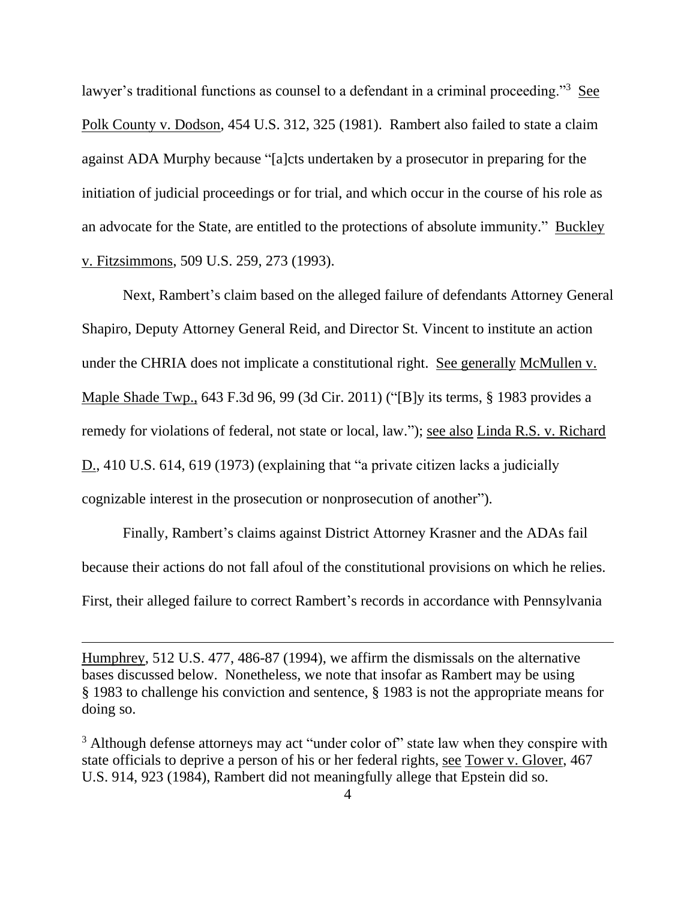lawyer's traditional functions as counsel to a defendant in a criminal proceeding."[3] See Polk County v. Dodson, 454 U.S. 312, 325 (1981). Rambert also failed to state a claim against ADA Murphy because "[a]cts undertaken by a prosecutor in preparing for the initiation of judicial proceedings or for trial, and which occur in the course of his role as an advocate for the State, are entitled to the protections of absolute immunity." Buckley v. Fitzsimmons, 509 U.S. 259, 273 (1993).

Next, Rambert's claim based on the alleged failure of defendants Attorney General Shapiro, Deputy Attorney General Reid, and Director St. Vincent to institute an action under the CHRIA does not implicate a constitutional right. See generally McMullen v. Maple Shade Twp., 643 F.3d 96, 99 (3d Cir. 2011) ("[B]y its terms, § 1983 provides a remedy for violations of federal, not state or local, law."); see also Linda R.S. v. Richard D., 410 U.S. 614, 619 (1973) (explaining that "a private citizen lacks a judicially cognizable interest in the prosecution or nonprosecution of another").

Finally, Rambert's claims against District Attorney Krasner and the ADAs fail because their actions do not fall afoul of the constitutional provisions on which he relies. First, their alleged failure to correct Rambert's records in accordance with Pennsylvania

---

Humphrey, 512 U.S. 477, 486-87 (1994), we affirm the dismissals on the alternative bases discussed below. Nonetheless, we note that insofar as Rambert may be using § 1983 to challenge his conviction and sentence, § 1983 is not the appropriate means for doing so.

[3] Although defense attorneys may act "under color of" state law when they conspire with state officials to deprive a person of his or her federal rights, see Tower v. Glover, 467 U.S. 914, 923 (1984), Rambert did not meaningfully allege that Epstein did so.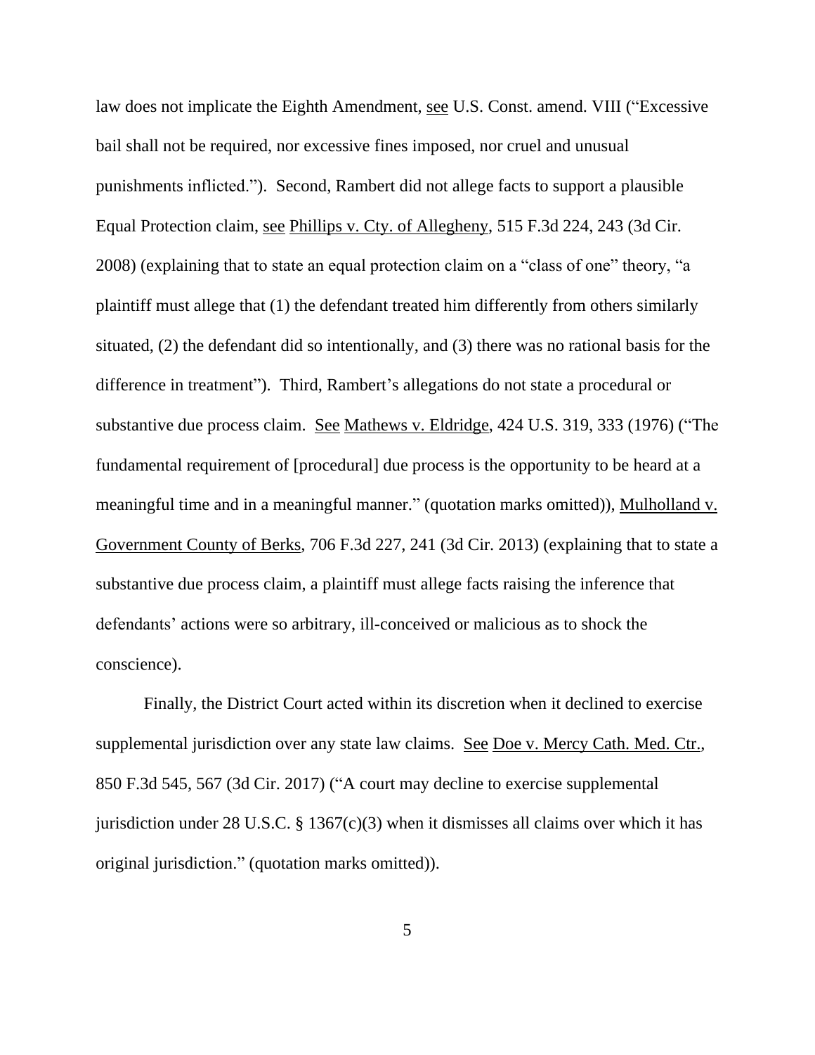law does not implicate the Eighth Amendment, see U.S. Const. amend. VIII ("Excessive bail shall not be required, nor excessive fines imposed, nor cruel and unusual punishments inflicted."). Second, Rambert did not allege facts to support a plausible Equal Protection claim, see Phillips v. Cty. of Allegheny, 515 F.3d 224, 243 (3d Cir. 2008) (explaining that to state an equal protection claim on a "class of one" theory, "a plaintiff must allege that (1) the defendant treated him differently from others similarly situated, (2) the defendant did so intentionally, and (3) there was no rational basis for the difference in treatment"). Third, Rambert's allegations do not state a procedural or substantive due process claim. See Mathews v. Eldridge, 424 U.S. 319, 333 (1976) ("The fundamental requirement of [procedural] due process is the opportunity to be heard at a meaningful time and in a meaningful manner." (quotation marks omitted)), Mulholland v. Government County of Berks, 706 F.3d 227, 241 (3d Cir. 2013) (explaining that to state a substantive due process claim, a plaintiff must allege facts raising the inference that defendants' actions were so arbitrary, ill-conceived or malicious as to shock the conscience).

Finally, the District Court acted within its discretion when it declined to exercise supplemental jurisdiction over any state law claims. See Doe v. Mercy Cath. Med. Ctr., 850 F.3d 545, 567 (3d Cir. 2017) ("A court may decline to exercise supplemental jurisdiction under 28 U.S.C. § 1367(c)(3) when it dismisses all claims over which it has original jurisdiction." (quotation marks omitted)).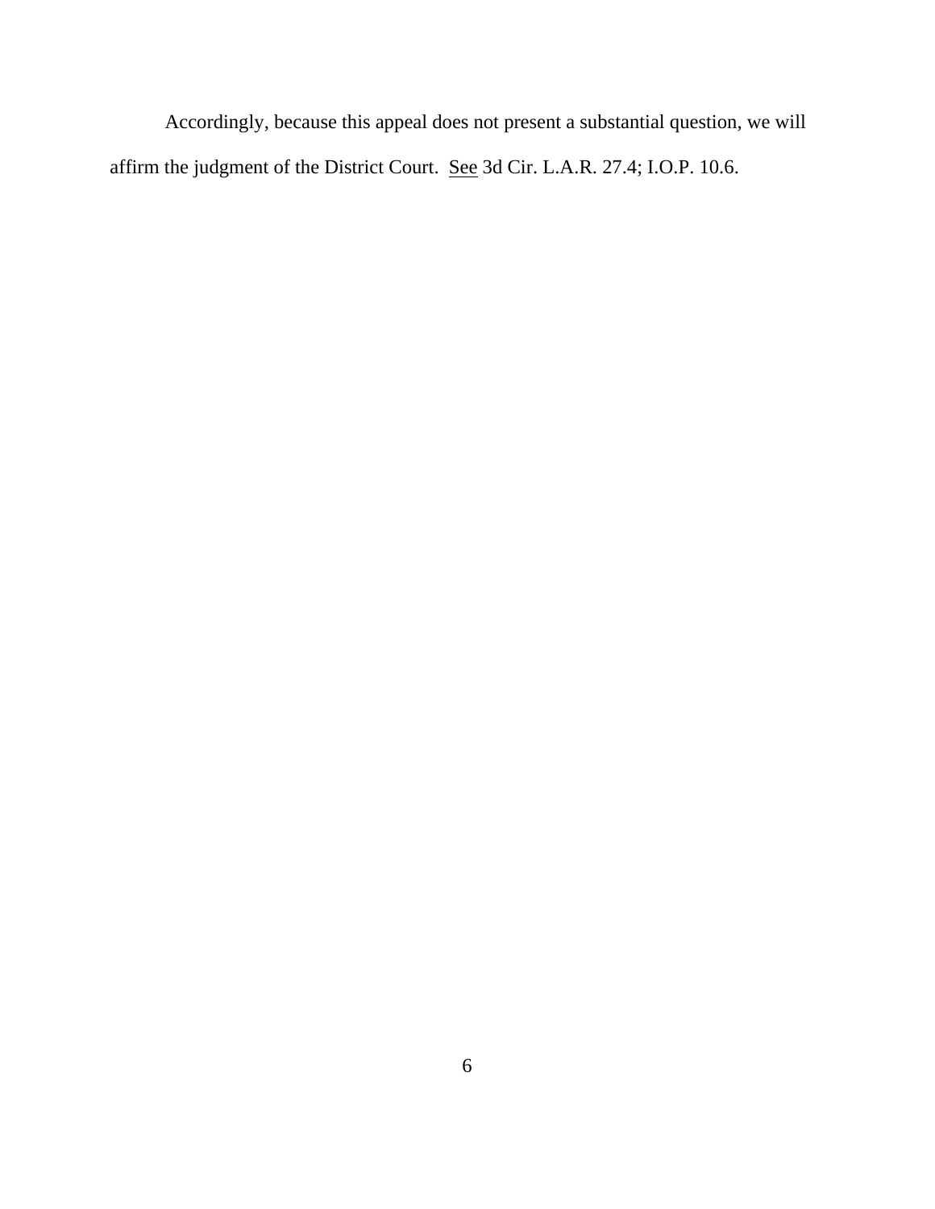Accordingly, because this appeal does not present a substantial question, we will affirm the judgment of the District Court. See 3d Cir. L.A.R. 27.4; I.O.P. 10.6.